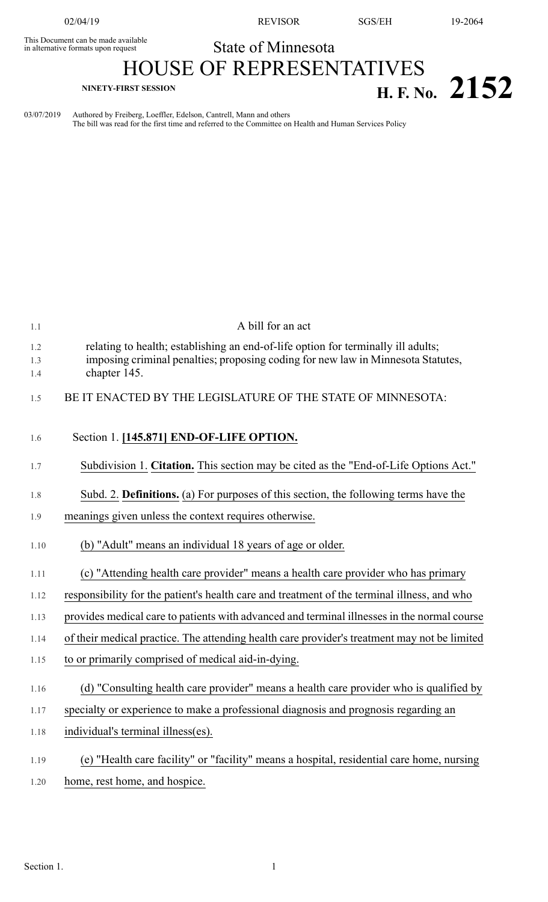This Document can be made available in alternative formats upon request

State of Minnesota

# HOUSE OF REPRESENTATIVES

**NINETY-FIRST SESSION**

# H. F. No. 2152

03/07/2019 Authored by Freiberg, Loeffler, Edelson, Cantrell, Mann and others
The bill was read for the first time and referred to the Committee on Health and Human Services Policy

A bill for an act

relating to health; establishing an end-of-life option for terminally ill adults; imposing criminal penalties; proposing coding for new law in Minnesota Statutes, chapter 145.

BE IT ENACTED BY THE LEGISLATURE OF THE STATE OF MINNESOTA:

Section 1. **[145.871] END-OF-LIFE OPTION.**

Subdivision 1. **Citation.** This section may be cited as the "End-of-Life Options Act."

Subd. 2. **Definitions.** (a) For purposes of this section, the following terms have the meanings given unless the context requires otherwise.

(b) "Adult" means an individual 18 years of age or older.

(c) "Attending health care provider" means a health care provider who has primary responsibility for the patient's health care and treatment of the terminal illness, and who provides medical care to patients with advanced and terminal illnesses in the normal course of their medical practice. The attending health care provider's treatment may not be limited to or primarily comprised of medical aid-in-dying.

(d) "Consulting health care provider" means a health care provider who is qualified by specialty or experience to make a professional diagnosis and prognosis regarding an individual's terminal illness(es).

(e) "Health care facility" or "facility" means a hospital, residential care home, nursing home, rest home, and hospice.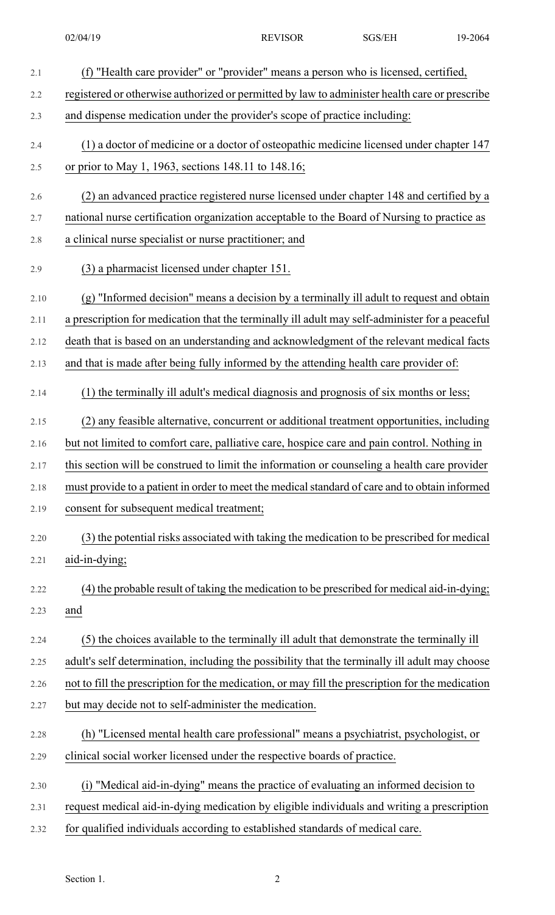(f) "Health care provider" or "provider" means a person who is licensed, certified, registered or otherwise authorized or permitted by law to administer health care or prescribe and dispense medication under the provider's scope of practice including:

(1) a doctor of medicine or a doctor of osteopathic medicine licensed under chapter 147 or prior to May 1, 1963, sections 148.11 to 148.16;

(2) an advanced practice registered nurse licensed under chapter 148 and certified by a national nurse certification organization acceptable to the Board of Nursing to practice as a clinical nurse specialist or nurse practitioner; and

(3) a pharmacist licensed under chapter 151.

(g) "Informed decision" means a decision by a terminally ill adult to request and obtain a prescription for medication that the terminally ill adult may self-administer for a peaceful death that is based on an understanding and acknowledgment of the relevant medical facts and that is made after being fully informed by the attending health care provider of:

(1) the terminally ill adult's medical diagnosis and prognosis of six months or less;

(2) any feasible alternative, concurrent or additional treatment opportunities, including but not limited to comfort care, palliative care, hospice care and pain control. Nothing in this section will be construed to limit the information or counseling a health care provider must provide to a patient in order to meet the medical standard of care and to obtain informed consent for subsequent medical treatment;

(3) the potential risks associated with taking the medication to be prescribed for medical aid-in-dying;

(4) the probable result of taking the medication to be prescribed for medical aid-in-dying; and

(5) the choices available to the terminally ill adult that demonstrate the terminally ill adult's self determination, including the possibility that the terminally ill adult may choose not to fill the prescription for the medication, or may fill the prescription for the medication but may decide not to self-administer the medication.

(h) "Licensed mental health care professional" means a psychiatrist, psychologist, or clinical social worker licensed under the respective boards of practice.

(i) "Medical aid-in-dying" means the practice of evaluating an informed decision to request medical aid-in-dying medication by eligible individuals and writing a prescription for qualified individuals according to established standards of medical care.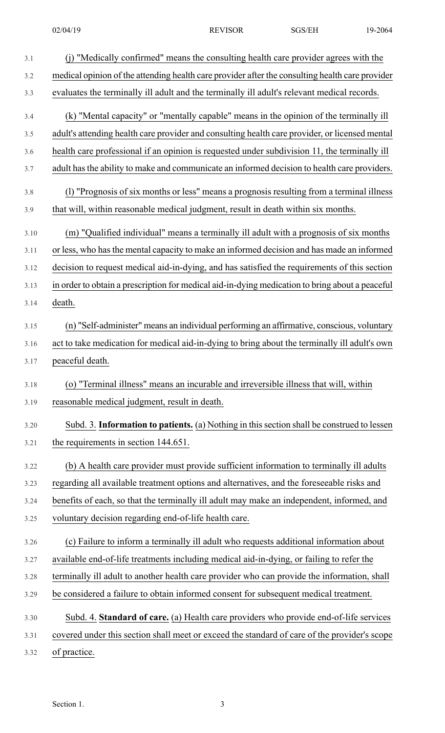(j) "Medically confirmed" means the consulting health care provider agrees with the medical opinion of the attending health care provider after the consulting health care provider evaluates the terminally ill adult and the terminally ill adult's relevant medical records.

(k) "Mental capacity" or "mentally capable" means in the opinion of the terminally ill adult's attending health care provider and consulting health care provider, or licensed mental health care professional if an opinion is requested under subdivision 11, the terminally ill adult has the ability to make and communicate an informed decision to health care providers.

(l) "Prognosis of six months or less" means a prognosis resulting from a terminal illness that will, within reasonable medical judgment, result in death within six months.

(m) "Qualified individual" means a terminally ill adult with a prognosis of six months or less, who has the mental capacity to make an informed decision and has made an informed decision to request medical aid-in-dying, and has satisfied the requirements of this section in order to obtain a prescription for medical aid-in-dying medication to bring about a peaceful death.

(n) "Self-administer" means an individual performing an affirmative, conscious, voluntary act to take medication for medical aid-in-dying to bring about the terminally ill adult's own peaceful death.

(o) "Terminal illness" means an incurable and irreversible illness that will, within reasonable medical judgment, result in death.

Subd. 3. **Information to patients.** (a) Nothing in this section shall be construed to lessen the requirements in section 144.651.

(b) A health care provider must provide sufficient information to terminally ill adults regarding all available treatment options and alternatives, and the foreseeable risks and benefits of each, so that the terminally ill adult may make an independent, informed, and voluntary decision regarding end-of-life health care.

(c) Failure to inform a terminally ill adult who requests additional information about available end-of-life treatments including medical aid-in-dying, or failing to refer the terminally ill adult to another health care provider who can provide the information, shall be considered a failure to obtain informed consent for subsequent medical treatment.

Subd. 4. **Standard of care.** (a) Health care providers who provide end-of-life services covered under this section shall meet or exceed the standard of care of the provider's scope of practice.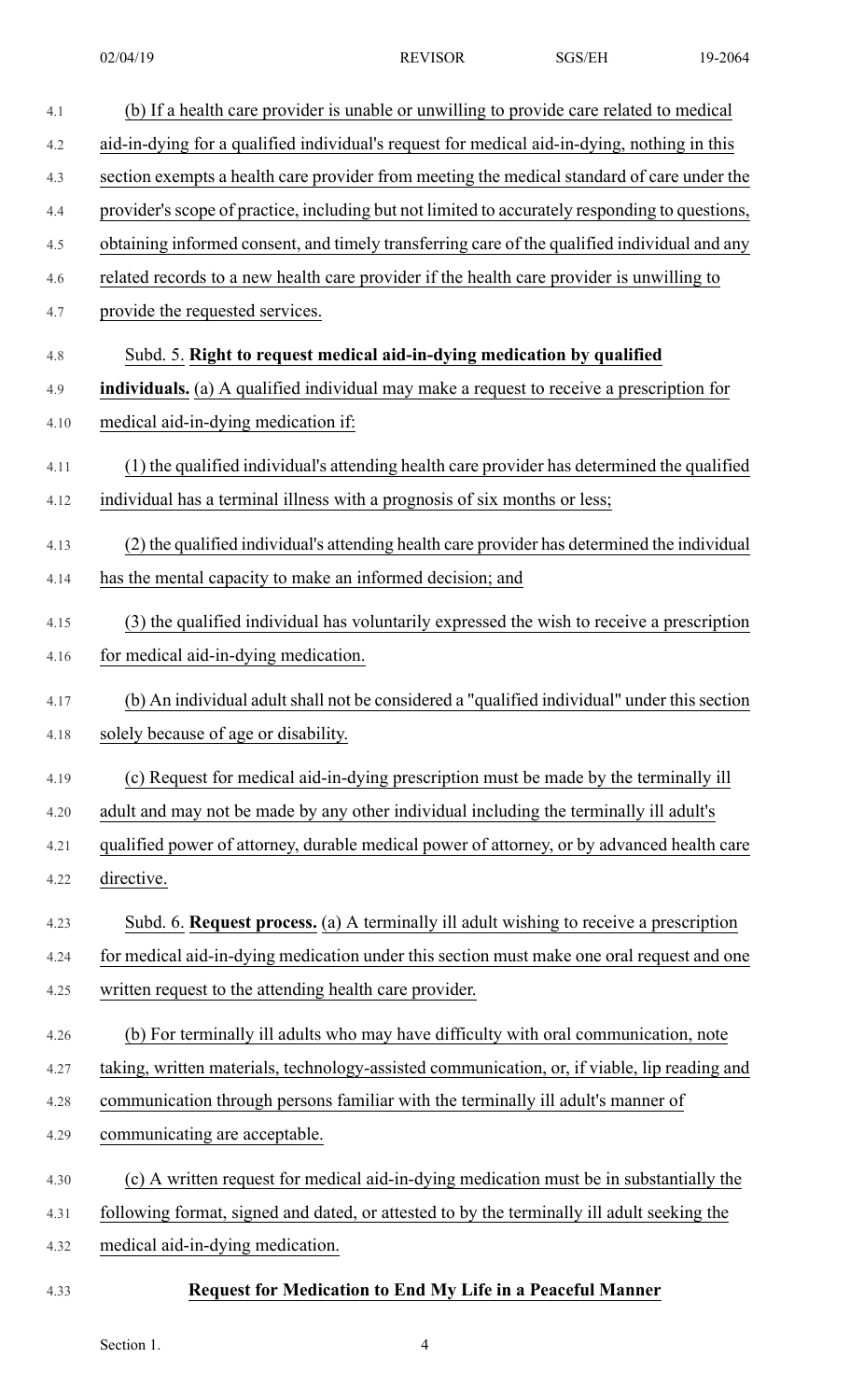(b) If a health care provider is unable or unwilling to provide care related to medical aid-in-dying for a qualified individual's request for medical aid-in-dying, nothing in this section exempts a health care provider from meeting the medical standard of care under the provider's scope of practice, including but not limited to accurately responding to questions, obtaining informed consent, and timely transferring care of the qualified individual and any related records to a new health care provider if the health care provider is unwilling to provide the requested services.

Subd. 5. **Right to request medical aid-in-dying medication by qualified individuals.** (a) A qualified individual may make a request to receive a prescription for medical aid-in-dying medication if:

(1) the qualified individual's attending health care provider has determined the qualified individual has a terminal illness with a prognosis of six months or less;

(2) the qualified individual's attending health care provider has determined the individual has the mental capacity to make an informed decision; and

(3) the qualified individual has voluntarily expressed the wish to receive a prescription for medical aid-in-dying medication.

(b) An individual adult shall not be considered a "qualified individual" under this section solely because of age or disability.

(c) Request for medical aid-in-dying prescription must be made by the terminally ill adult and may not be made by any other individual including the terminally ill adult's qualified power of attorney, durable medical power of attorney, or by advanced health care directive.

Subd. 6. **Request process.** (a) A terminally ill adult wishing to receive a prescription for medical aid-in-dying medication under this section must make one oral request and one written request to the attending health care provider.

(b) For terminally ill adults who may have difficulty with oral communication, note taking, written materials, technology-assisted communication, or, if viable, lip reading and communication through persons familiar with the terminally ill adult's manner of communicating are acceptable.

(c) A written request for medical aid-in-dying medication must be in substantially the following format, signed and dated, or attested to by the terminally ill adult seeking the medical aid-in-dying medication.

**Request for Medication to End My Life in a Peaceful Manner**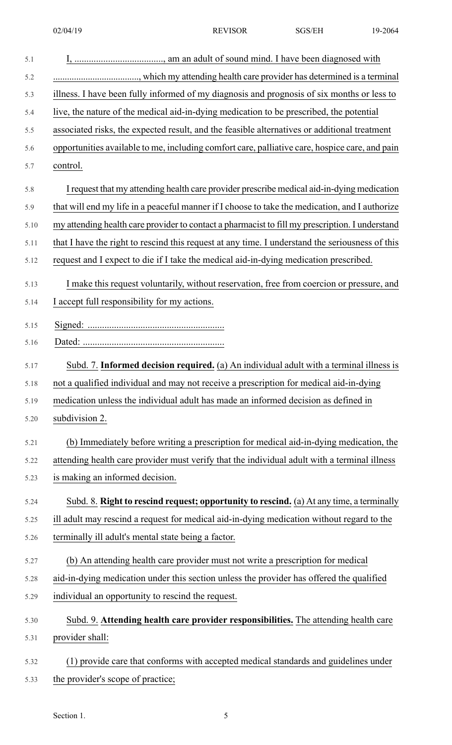I, ....................................., am an adult of sound mind. I have been diagnosed with ....................................., which my attending health care provider has determined is a terminal illness. I have been fully informed of my diagnosis and prognosis of six months or less to live, the nature of the medical aid-in-dying medication to be prescribed, the potential associated risks, the expected result, and the feasible alternatives or additional treatment opportunities available to me, including comfort care, palliative care, hospice care, and pain control.

I request that my attending health care provider prescribe medical aid-in-dying medication that will end my life in a peaceful manner if I choose to take the medication, and I authorize my attending health care provider to contact a pharmacist to fill my prescription. I understand that I have the right to rescind this request at any time. I understand the seriousness of this request and I expect to die if I take the medical aid-in-dying medication prescribed.

I make this request voluntarily, without reservation, free from coercion or pressure, and I accept full responsibility for my actions.

Signed: .........................................................

Dated: ...........................................................

Subd. 7. **Informed decision required.** (a) An individual adult with a terminal illness is not a qualified individual and may not receive a prescription for medical aid-in-dying medication unless the individual adult has made an informed decision as defined in subdivision 2.

(b) Immediately before writing a prescription for medical aid-in-dying medication, the attending health care provider must verify that the individual adult with a terminal illness is making an informed decision.

Subd. 8. **Right to rescind request; opportunity to rescind.** (a) At any time, a terminally ill adult may rescind a request for medical aid-in-dying medication without regard to the terminally ill adult's mental state being a factor.

(b) An attending health care provider must not write a prescription for medical aid-in-dying medication under this section unless the provider has offered the qualified individual an opportunity to rescind the request.

Subd. 9. **Attending health care provider responsibilities.** The attending health care provider shall:

(1) provide care that conforms with accepted medical standards and guidelines under the provider's scope of practice;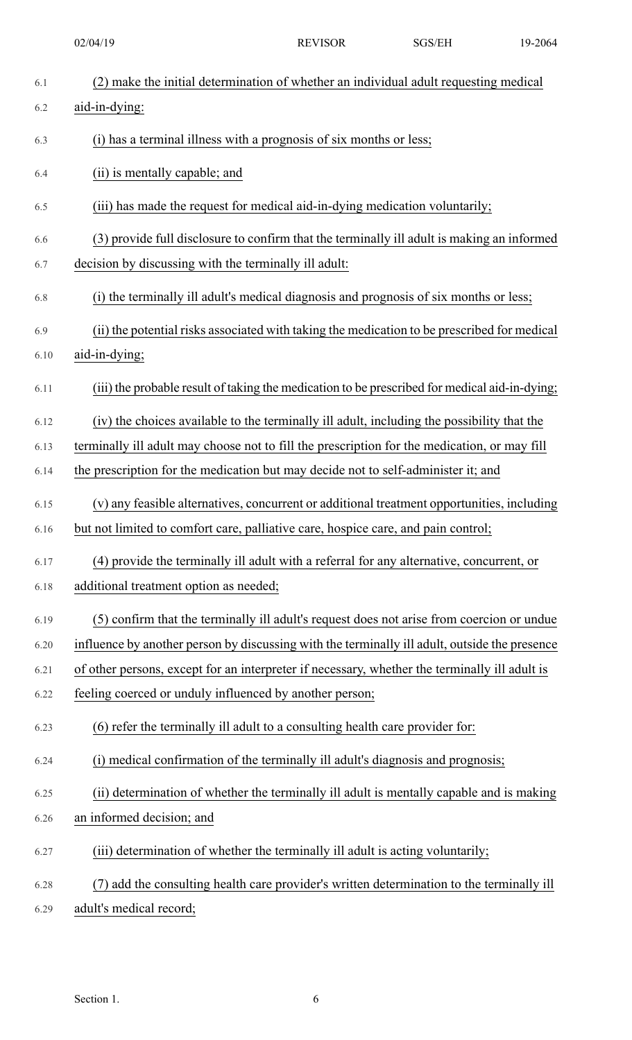(2) make the initial determination of whether an individual adult requesting medical aid-in-dying:

(i) has a terminal illness with a prognosis of six months or less;

(ii) is mentally capable; and

(iii) has made the request for medical aid-in-dying medication voluntarily;

(3) provide full disclosure to confirm that the terminally ill adult is making an informed decision by discussing with the terminally ill adult:

(i) the terminally ill adult's medical diagnosis and prognosis of six months or less;

(ii) the potential risks associated with taking the medication to be prescribed for medical aid-in-dying;

(iii) the probable result of taking the medication to be prescribed for medical aid-in-dying;

(iv) the choices available to the terminally ill adult, including the possibility that the terminally ill adult may choose not to fill the prescription for the medication, or may fill the prescription for the medication but may decide not to self-administer it; and

(v) any feasible alternatives, concurrent or additional treatment opportunities, including but not limited to comfort care, palliative care, hospice care, and pain control;

(4) provide the terminally ill adult with a referral for any alternative, concurrent, or additional treatment option as needed;

(5) confirm that the terminally ill adult's request does not arise from coercion or undue influence by another person by discussing with the terminally ill adult, outside the presence of other persons, except for an interpreter if necessary, whether the terminally ill adult is feeling coerced or unduly influenced by another person;

(6) refer the terminally ill adult to a consulting health care provider for:

(i) medical confirmation of the terminally ill adult's diagnosis and prognosis;

(ii) determination of whether the terminally ill adult is mentally capable and is making an informed decision; and

(iii) determination of whether the terminally ill adult is acting voluntarily;

(7) add the consulting health care provider's written determination to the terminally ill adult's medical record;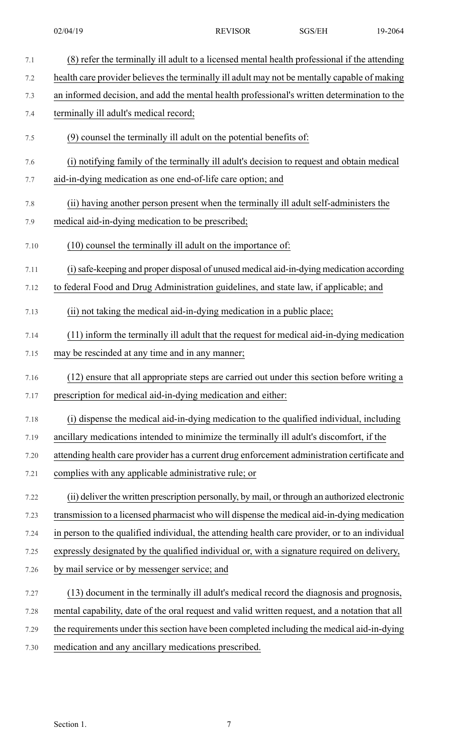(8) refer the terminally ill adult to a licensed mental health professional if the attending health care provider believes the terminally ill adult may not be mentally capable of making an informed decision, and add the mental health professional's written determination to the terminally ill adult's medical record;

(9) counsel the terminally ill adult on the potential benefits of:

(i) notifying family of the terminally ill adult's decision to request and obtain medical aid-in-dying medication as one end-of-life care option; and

(ii) having another person present when the terminally ill adult self-administers the medical aid-in-dying medication to be prescribed;

(10) counsel the terminally ill adult on the importance of:

(i) safe-keeping and proper disposal of unused medical aid-in-dying medication according to federal Food and Drug Administration guidelines, and state law, if applicable; and

(ii) not taking the medical aid-in-dying medication in a public place;

(11) inform the terminally ill adult that the request for medical aid-in-dying medication may be rescinded at any time and in any manner;

(12) ensure that all appropriate steps are carried out under this section before writing a prescription for medical aid-in-dying medication and either:

(i) dispense the medical aid-in-dying medication to the qualified individual, including ancillary medications intended to minimize the terminally ill adult's discomfort, if the attending health care provider has a current drug enforcement administration certificate and complies with any applicable administrative rule; or

(ii) deliver the written prescription personally, by mail, or through an authorized electronic transmission to a licensed pharmacist who will dispense the medical aid-in-dying medication in person to the qualified individual, the attending health care provider, or to an individual expressly designated by the qualified individual or, with a signature required on delivery, by mail service or by messenger service; and

(13) document in the terminally ill adult's medical record the diagnosis and prognosis, mental capability, date of the oral request and valid written request, and a notation that all the requirements under this section have been completed including the medical aid-in-dying medication and any ancillary medications prescribed.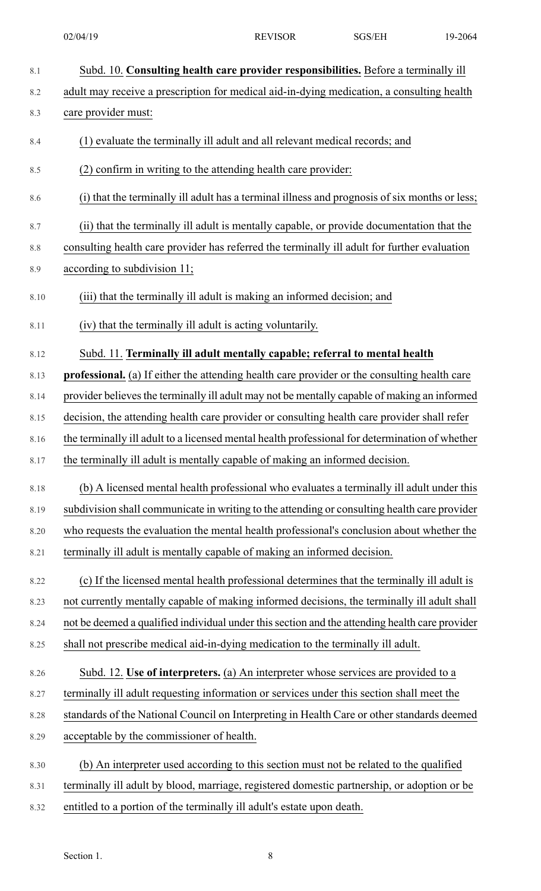Subd. 10. **Consulting health care provider responsibilities.** Before a terminally ill adult may receive a prescription for medical aid-in-dying medication, a consulting health care provider must:

(1) evaluate the terminally ill adult and all relevant medical records; and

(2) confirm in writing to the attending health care provider:

(i) that the terminally ill adult has a terminal illness and prognosis of six months or less;

(ii) that the terminally ill adult is mentally capable, or provide documentation that the consulting health care provider has referred the terminally ill adult for further evaluation according to subdivision 11;

(iii) that the terminally ill adult is making an informed decision; and

(iv) that the terminally ill adult is acting voluntarily.

Subd. 11. **Terminally ill adult mentally capable; referral to mental health professional.** (a) If either the attending health care provider or the consulting health care provider believes the terminally ill adult may not be mentally capable of making an informed decision, the attending health care provider or consulting health care provider shall refer the terminally ill adult to a licensed mental health professional for determination of whether the terminally ill adult is mentally capable of making an informed decision.

(b) A licensed mental health professional who evaluates a terminally ill adult under this subdivision shall communicate in writing to the attending or consulting health care provider who requests the evaluation the mental health professional's conclusion about whether the terminally ill adult is mentally capable of making an informed decision.

(c) If the licensed mental health professional determines that the terminally ill adult is not currently mentally capable of making informed decisions, the terminally ill adult shall not be deemed a qualified individual under this section and the attending health care provider shall not prescribe medical aid-in-dying medication to the terminally ill adult.

Subd. 12. **Use of interpreters.** (a) An interpreter whose services are provided to a terminally ill adult requesting information or services under this section shall meet the standards of the National Council on Interpreting in Health Care or other standards deemed acceptable by the commissioner of health.

(b) An interpreter used according to this section must not be related to the qualified terminally ill adult by blood, marriage, registered domestic partnership, or adoption or be entitled to a portion of the terminally ill adult's estate upon death.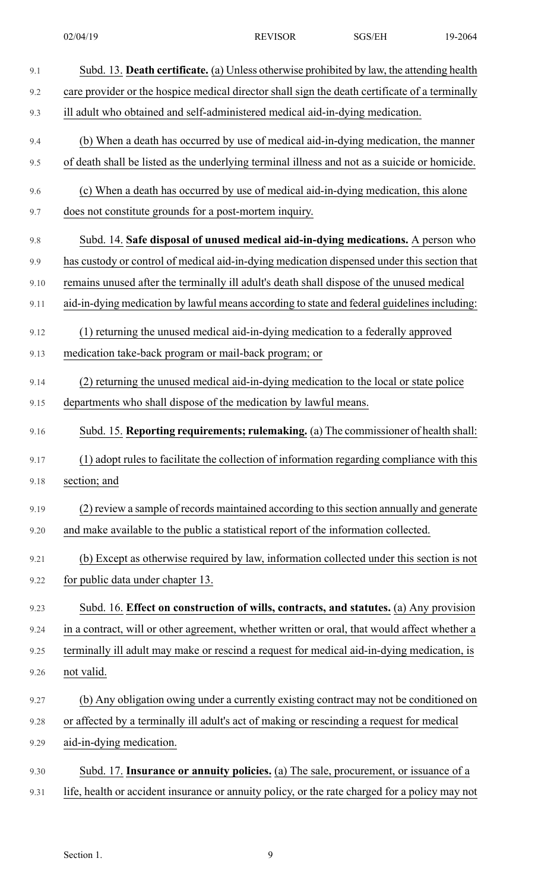Subd. 13. **Death certificate.** (a) Unless otherwise prohibited by law, the attending health care provider or the hospice medical director shall sign the death certificate of a terminally ill adult who obtained and self-administered medical aid-in-dying medication.

(b) When a death has occurred by use of medical aid-in-dying medication, the manner of death shall be listed as the underlying terminal illness and not as a suicide or homicide.

(c) When a death has occurred by use of medical aid-in-dying medication, this alone does not constitute grounds for a post-mortem inquiry.

Subd. 14. **Safe disposal of unused medical aid-in-dying medications.** A person who has custody or control of medical aid-in-dying medication dispensed under this section that remains unused after the terminally ill adult's death shall dispose of the unused medical aid-in-dying medication by lawful means according to state and federal guidelines including:

(1) returning the unused medical aid-in-dying medication to a federally approved medication take-back program or mail-back program; or

(2) returning the unused medical aid-in-dying medication to the local or state police departments who shall dispose of the medication by lawful means.

Subd. 15. **Reporting requirements; rulemaking.** (a) The commissioner of health shall:

(1) adopt rules to facilitate the collection of information regarding compliance with this section; and

(2) review a sample of records maintained according to this section annually and generate and make available to the public a statistical report of the information collected.

(b) Except as otherwise required by law, information collected under this section is not for public data under chapter 13.

Subd. 16. **Effect on construction of wills, contracts, and statutes.** (a) Any provision in a contract, will or other agreement, whether written or oral, that would affect whether a terminally ill adult may make or rescind a request for medical aid-in-dying medication, is not valid.

(b) Any obligation owing under a currently existing contract may not be conditioned on or affected by a terminally ill adult's act of making or rescinding a request for medical aid-in-dying medication.

Subd. 17. **Insurance or annuity policies.** (a) The sale, procurement, or issuance of a life, health or accident insurance or annuity policy, or the rate charged for a policy may not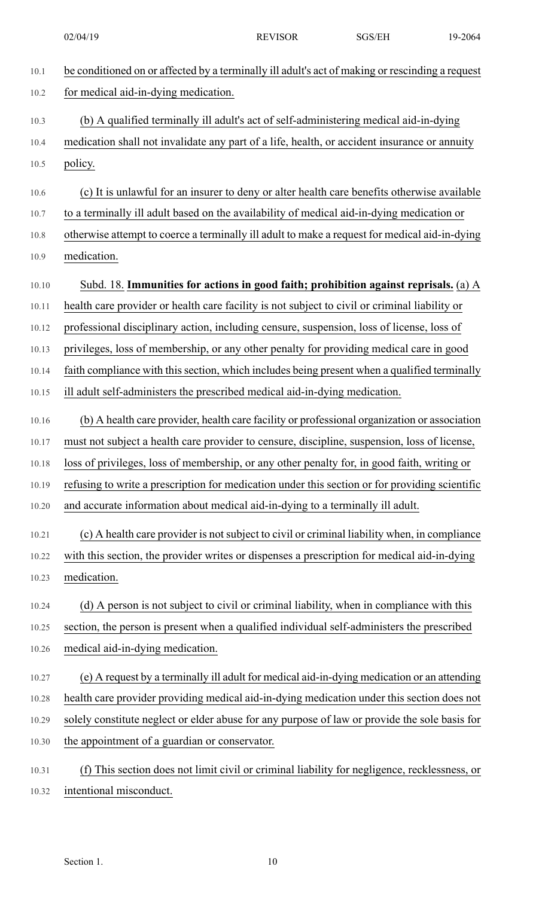be conditioned on or affected by a terminally ill adult's act of making or rescinding a request for medical aid-in-dying medication.

(b) A qualified terminally ill adult's act of self-administering medical aid-in-dying medication shall not invalidate any part of a life, health, or accident insurance or annuity policy.

(c) It is unlawful for an insurer to deny or alter health care benefits otherwise available to a terminally ill adult based on the availability of medical aid-in-dying medication or otherwise attempt to coerce a terminally ill adult to make a request for medical aid-in-dying medication.

Subd. 18. **Immunities for actions in good faith; prohibition against reprisals.** (a) A health care provider or health care facility is not subject to civil or criminal liability or professional disciplinary action, including censure, suspension, loss of license, loss of privileges, loss of membership, or any other penalty for providing medical care in good faith compliance with this section, which includes being present when a qualified terminally ill adult self-administers the prescribed medical aid-in-dying medication.

(b) A health care provider, health care facility or professional organization or association must not subject a health care provider to censure, discipline, suspension, loss of license, loss of privileges, loss of membership, or any other penalty for, in good faith, writing or refusing to write a prescription for medication under this section or for providing scientific and accurate information about medical aid-in-dying to a terminally ill adult.

(c) A health care provider is not subject to civil or criminal liability when, in compliance with this section, the provider writes or dispenses a prescription for medical aid-in-dying medication.

(d) A person is not subject to civil or criminal liability, when in compliance with this section, the person is present when a qualified individual self-administers the prescribed medical aid-in-dying medication.

(e) A request by a terminally ill adult for medical aid-in-dying medication or an attending health care provider providing medical aid-in-dying medication under this section does not solely constitute neglect or elder abuse for any purpose of law or provide the sole basis for the appointment of a guardian or conservator.

(f) This section does not limit civil or criminal liability for negligence, recklessness, or intentional misconduct.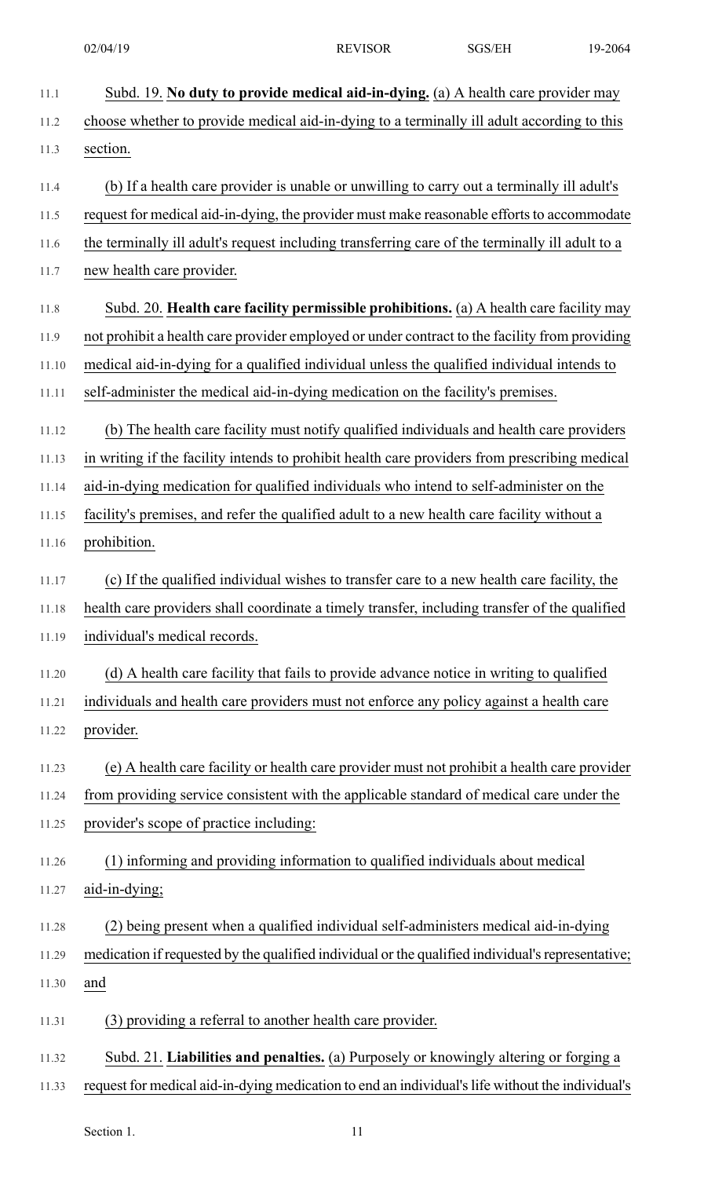Subd. 19. **No duty to provide medical aid-in-dying.** (a) A health care provider may choose whether to provide medical aid-in-dying to a terminally ill adult according to this section.

(b) If a health care provider is unable or unwilling to carry out a terminally ill adult's request for medical aid-in-dying, the provider must make reasonable efforts to accommodate the terminally ill adult's request including transferring care of the terminally ill adult to a new health care provider.

Subd. 20. **Health care facility permissible prohibitions.** (a) A health care facility may not prohibit a health care provider employed or under contract to the facility from providing medical aid-in-dying for a qualified individual unless the qualified individual intends to self-administer the medical aid-in-dying medication on the facility's premises.

(b) The health care facility must notify qualified individuals and health care providers in writing if the facility intends to prohibit health care providers from prescribing medical aid-in-dying medication for qualified individuals who intend to self-administer on the facility's premises, and refer the qualified adult to a new health care facility without a prohibition.

(c) If the qualified individual wishes to transfer care to a new health care facility, the health care providers shall coordinate a timely transfer, including transfer of the qualified individual's medical records.

(d) A health care facility that fails to provide advance notice in writing to qualified individuals and health care providers must not enforce any policy against a health care provider.

(e) A health care facility or health care provider must not prohibit a health care provider from providing service consistent with the applicable standard of medical care under the provider's scope of practice including:

(1) informing and providing information to qualified individuals about medical aid-in-dying;

(2) being present when a qualified individual self-administers medical aid-in-dying medication if requested by the qualified individual or the qualified individual's representative; and

(3) providing a referral to another health care provider.

Subd. 21. **Liabilities and penalties.** (a) Purposely or knowingly altering or forging a request for medical aid-in-dying medication to end an individual's life without the individual's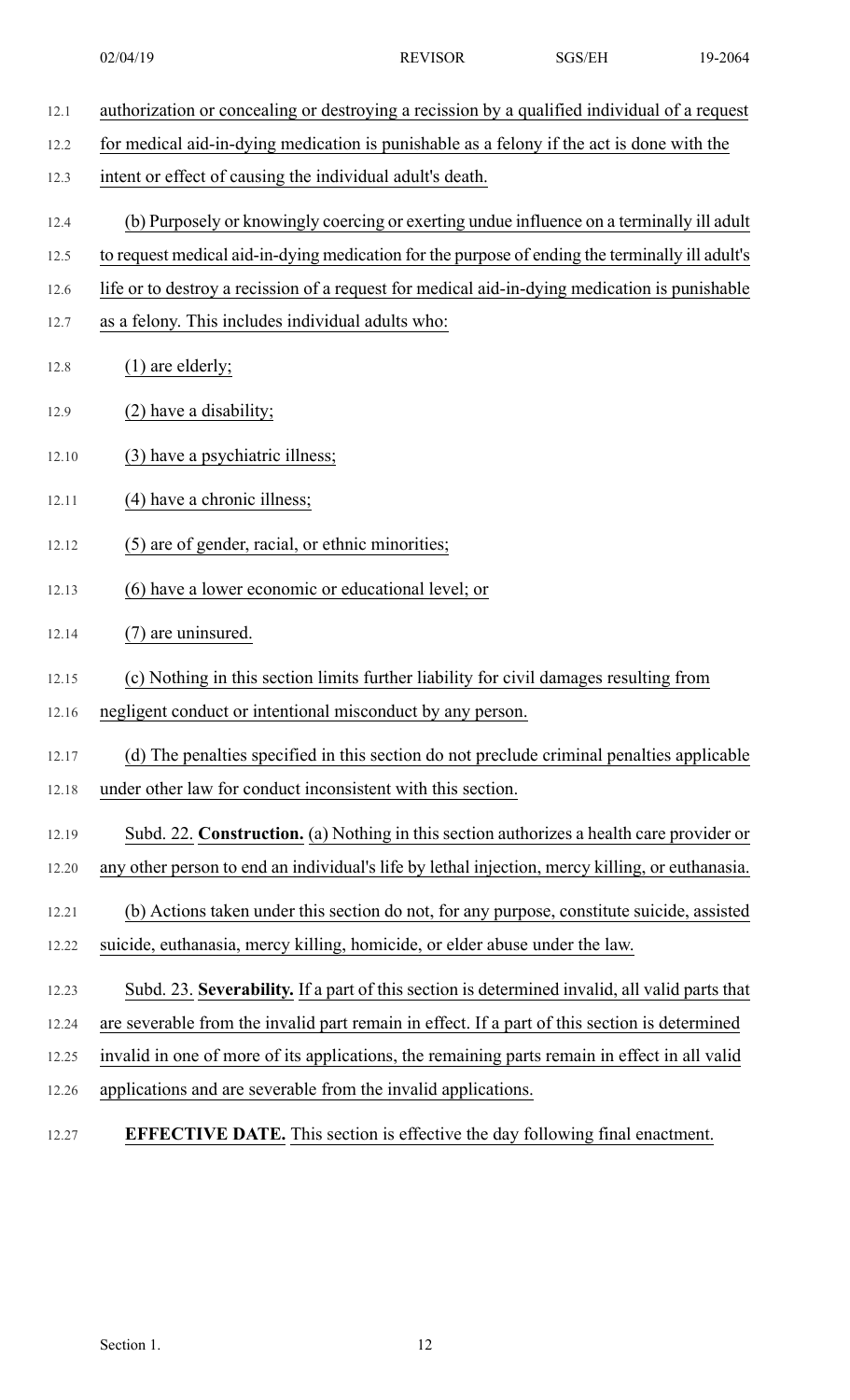authorization or concealing or destroying a recission by a qualified individual of a request for medical aid-in-dying medication is punishable as a felony if the act is done with the intent or effect of causing the individual adult's death.

(b) Purposely or knowingly coercing or exerting undue influence on a terminally ill adult to request medical aid-in-dying medication for the purpose of ending the terminally ill adult's life or to destroy a recission of a request for medical aid-in-dying medication is punishable as a felony. This includes individual adults who:

(1) are elderly;

(2) have a disability;

(3) have a psychiatric illness;

(4) have a chronic illness;

(5) are of gender, racial, or ethnic minorities;

(6) have a lower economic or educational level; or

(7) are uninsured.

(c) Nothing in this section limits further liability for civil damages resulting from negligent conduct or intentional misconduct by any person.

(d) The penalties specified in this section do not preclude criminal penalties applicable under other law for conduct inconsistent with this section.

Subd. 22. **Construction.** (a) Nothing in this section authorizes a health care provider or any other person to end an individual's life by lethal injection, mercy killing, or euthanasia.

(b) Actions taken under this section do not, for any purpose, constitute suicide, assisted suicide, euthanasia, mercy killing, homicide, or elder abuse under the law.

Subd. 23. **Severability.** If a part of this section is determined invalid, all valid parts that are severable from the invalid part remain in effect. If a part of this section is determined invalid in one of more of its applications, the remaining parts remain in effect in all valid applications and are severable from the invalid applications.

**EFFECTIVE DATE.** This section is effective the day following final enactment.